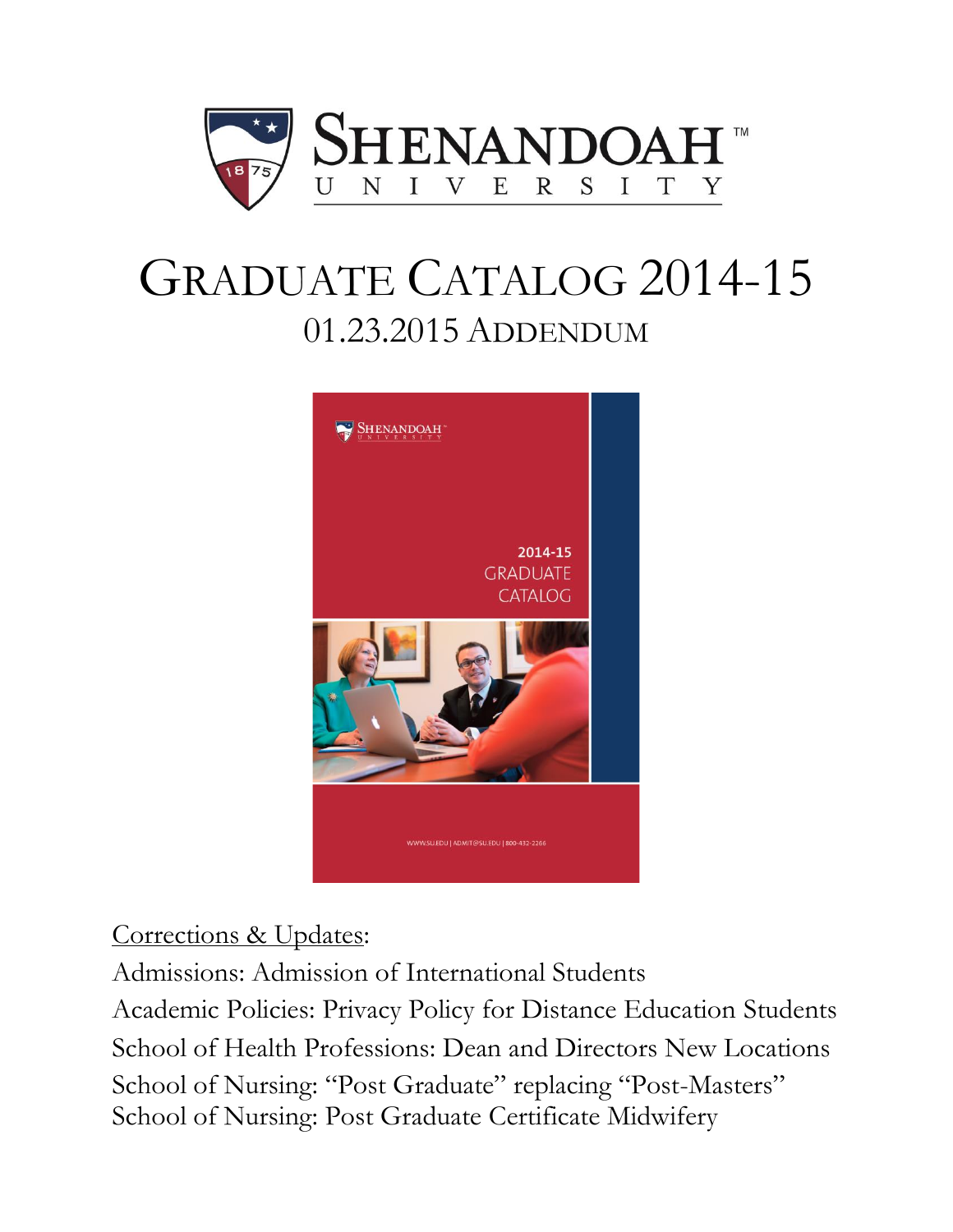# Shenandoah University

# Graduate Catalog 2014-15

## 01.23.2015 Addendum

Corrections & Updates:

Admissions: Admission of International Students

Academic Policies: Privacy Policy for Distance Education Students

School of Health Professions: Dean and Directors New Locations

School of Nursing: "Post Graduate" replacing "Post-Masters"

School of Nursing: Post Graduate Certificate Midwifery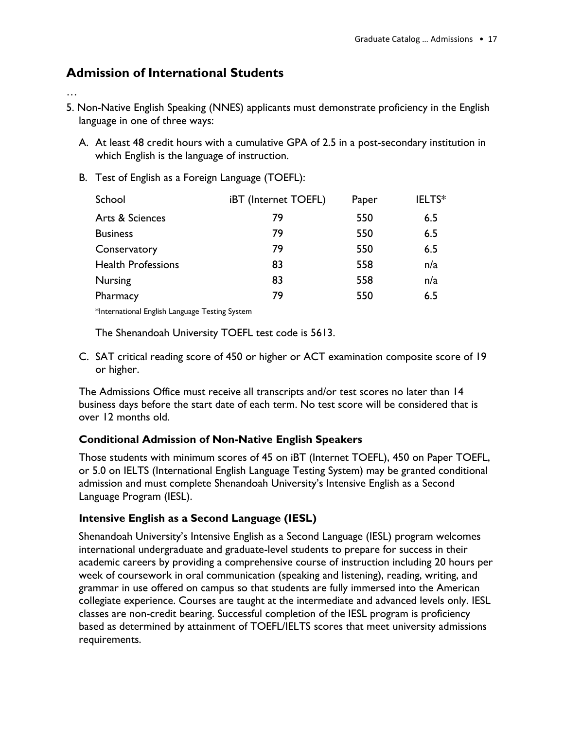## Admission of International Students

…

5. Non-Native English Speaking (NNES) applicants must demonstrate proficiency in the English language in one of three ways:

   A. At least 48 credit hours with a cumulative GPA of 2.5 in a post-secondary institution in which English is the language of instruction.

   B. Test of English as a Foreign Language (TOEFL):

| School | iBT (Internet TOEFL) | Paper | IELTS* |
|---|---|---|---|
| Arts & Sciences | 79 | 550 | 6.5 |
| Business | 79 | 550 | 6.5 |
| Conservatory | 79 | 550 | 6.5 |
| Health Professions | 83 | 558 | n/a |
| Nursing | 83 | 558 | n/a |
| Pharmacy | 79 | 550 | 6.5 |

   *International English Language Testing System

   The Shenandoah University TOEFL test code is 5613.

   C. SAT critical reading score of 450 or higher or ACT examination composite score of 19 or higher.

   The Admissions Office must receive all transcripts and/or test scores no later than 14 business days before the start date of each term. No test score will be considered that is over 12 months old.

### Conditional Admission of Non-Native English Speakers

Those students with minimum scores of 45 on iBT (Internet TOEFL), 450 on Paper TOEFL, or 5.0 on IELTS (International English Language Testing System) may be granted conditional admission and must complete Shenandoah University's Intensive English as a Second Language Program (IESL).

### Intensive English as a Second Language (IESL)

Shenandoah University's Intensive English as a Second Language (IESL) program welcomes international undergraduate and graduate-level students to prepare for success in their academic careers by providing a comprehensive course of instruction including 20 hours per week of coursework in oral communication (speaking and listening), reading, writing, and grammar in use offered on campus so that students are fully immersed into the American collegiate experience. Courses are taught at the intermediate and advanced levels only. IESL classes are non-credit bearing. Successful completion of the IESL program is proficiency based as determined by attainment of TOEFL/IELTS scores that meet university admissions requirements.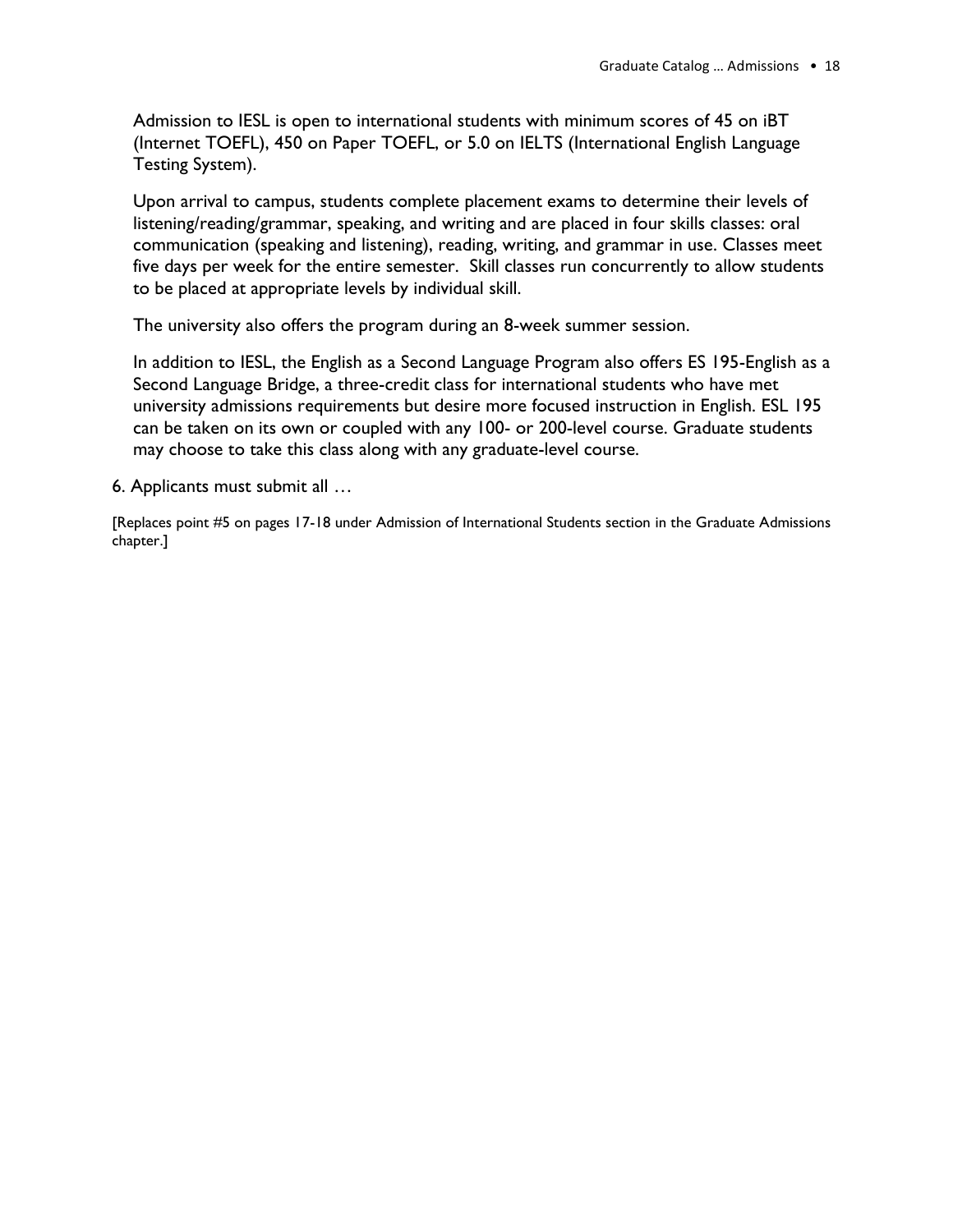Admission to IESL is open to international students with minimum scores of 45 on iBT (Internet TOEFL), 450 on Paper TOEFL, or 5.0 on IELTS (International English Language Testing System).

Upon arrival to campus, students complete placement exams to determine their levels of listening/reading/grammar, speaking, and writing and are placed in four skills classes: oral communication (speaking and listening), reading, writing, and grammar in use. Classes meet five days per week for the entire semester. Skill classes run concurrently to allow students to be placed at appropriate levels by individual skill.

The university also offers the program during an 8-week summer session.

In addition to IESL, the English as a Second Language Program also offers ES 195-English as a Second Language Bridge, a three-credit class for international students who have met university admissions requirements but desire more focused instruction in English. ESL 195 can be taken on its own or coupled with any 100- or 200-level course. Graduate students may choose to take this class along with any graduate-level course.

6. Applicants must submit all …

[Replaces point #5 on pages 17-18 under Admission of International Students section in the Graduate Admissions chapter.]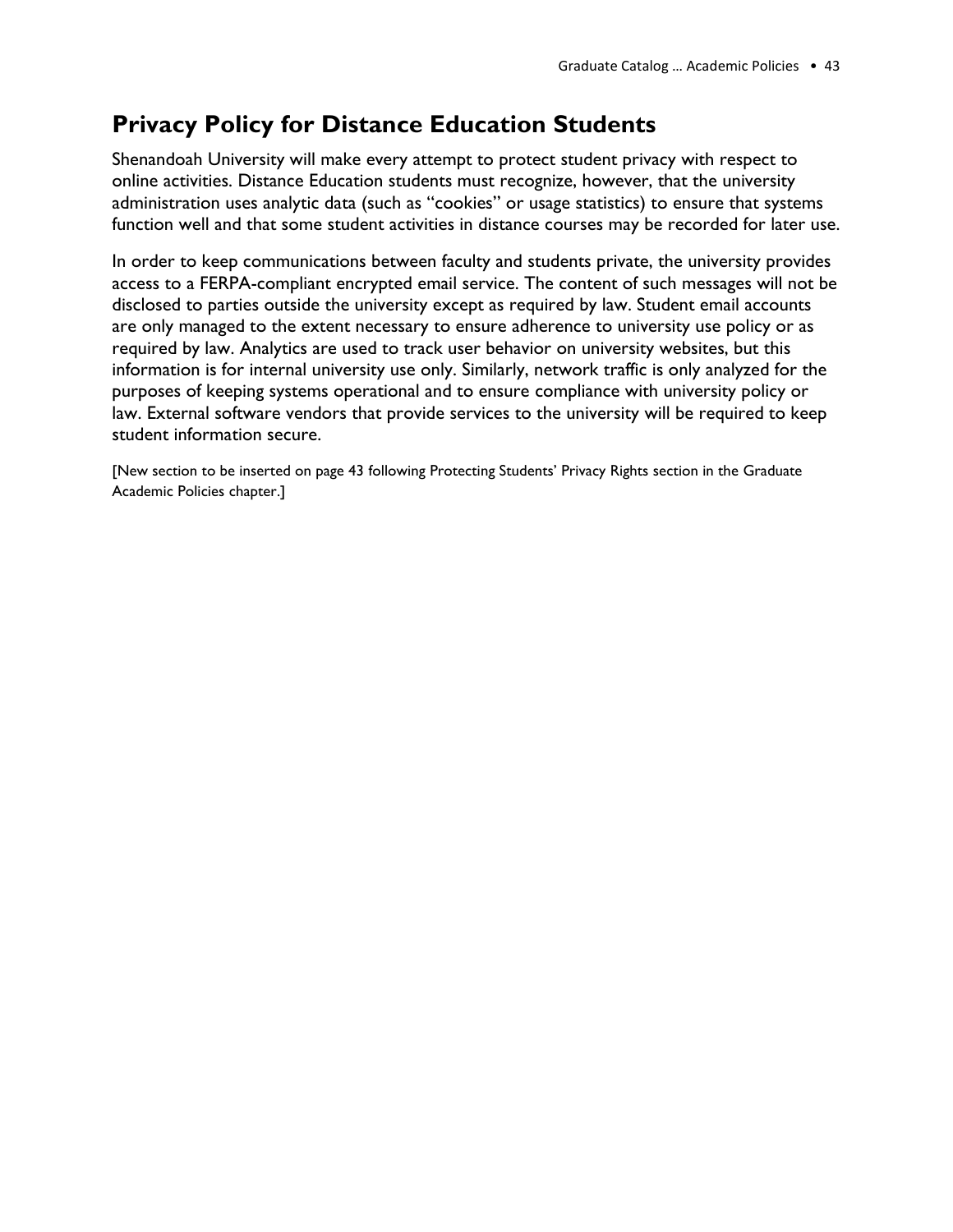## Privacy Policy for Distance Education Students

Shenandoah University will make every attempt to protect student privacy with respect to online activities. Distance Education students must recognize, however, that the university administration uses analytic data (such as "cookies" or usage statistics) to ensure that systems function well and that some student activities in distance courses may be recorded for later use.

In order to keep communications between faculty and students private, the university provides access to a FERPA-compliant encrypted email service. The content of such messages will not be disclosed to parties outside the university except as required by law. Student email accounts are only managed to the extent necessary to ensure adherence to university use policy or as required by law. Analytics are used to track user behavior on university websites, but this information is for internal university use only. Similarly, network traffic is only analyzed for the purposes of keeping systems operational and to ensure compliance with university policy or law. External software vendors that provide services to the university will be required to keep student information secure.

[New section to be inserted on page 43 following Protecting Students' Privacy Rights section in the Graduate Academic Policies chapter.]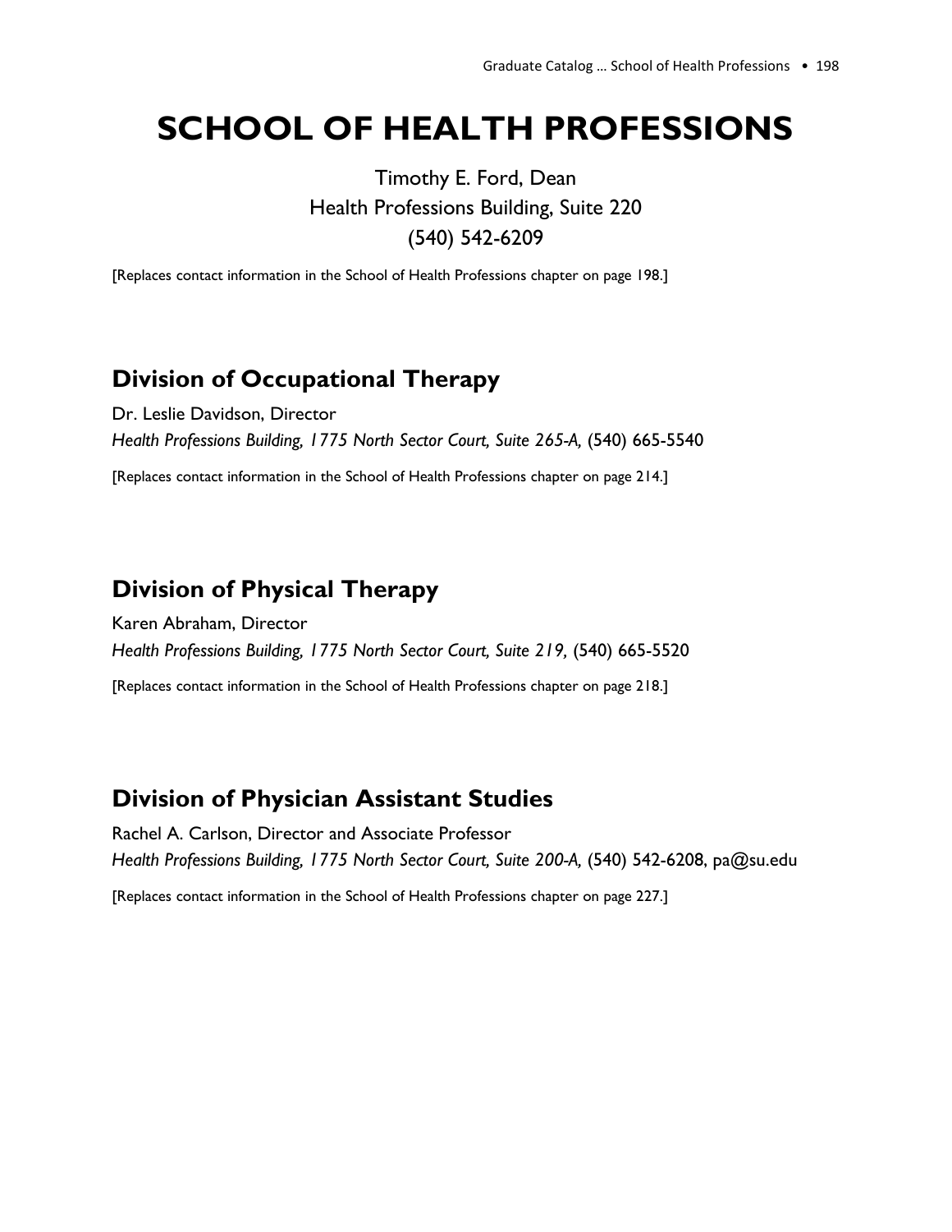# SCHOOL OF HEALTH PROFESSIONS

Timothy E. Ford, Dean
Health Professions Building, Suite 220
(540) 542-6209

[Replaces contact information in the School of Health Professions chapter on page 198.]

## Division of Occupational Therapy

Dr. Leslie Davidson, Director
*Health Professions Building, 1775 North Sector Court, Suite 265-A,* (540) 665-5540

[Replaces contact information in the School of Health Professions chapter on page 214.]

## Division of Physical Therapy

Karen Abraham, Director
*Health Professions Building, 1775 North Sector Court, Suite 219,* (540) 665-5520

[Replaces contact information in the School of Health Professions chapter on page 218.]

## Division of Physician Assistant Studies

Rachel A. Carlson, Director and Associate Professor
*Health Professions Building, 1775 North Sector Court, Suite 200-A,* (540) 542-6208, pa@su.edu

[Replaces contact information in the School of Health Professions chapter on page 227.]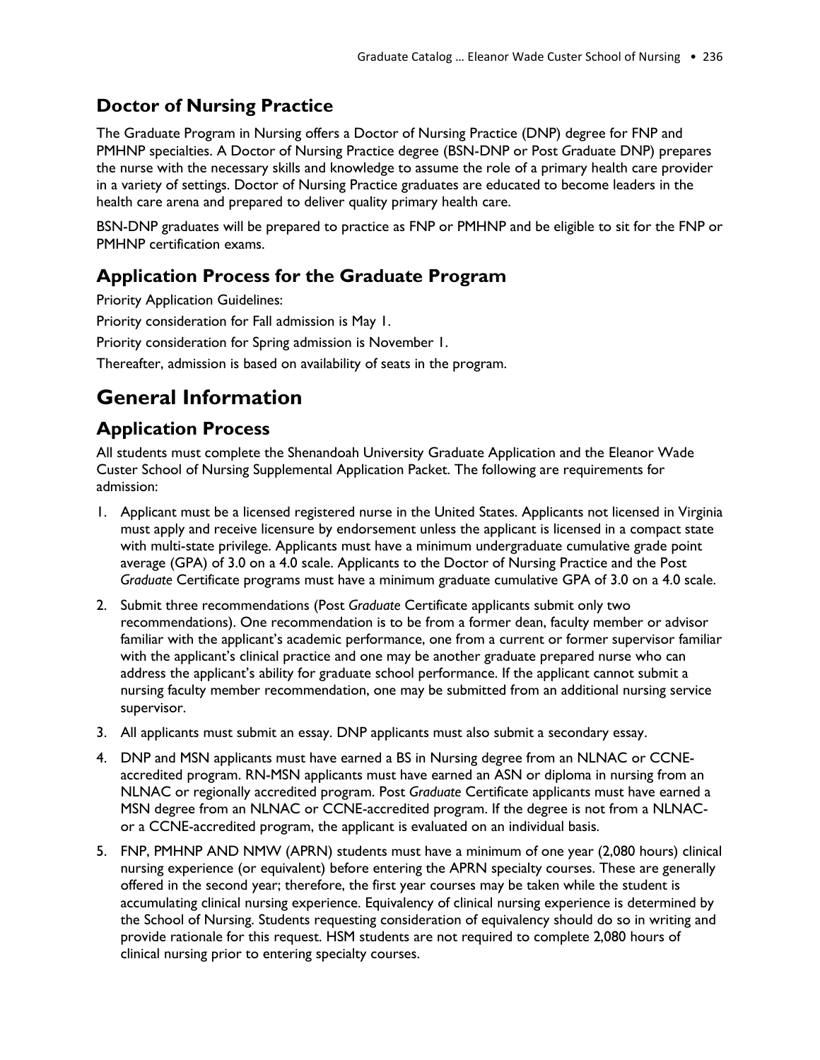## Doctor of Nursing Practice

The Graduate Program in Nursing offers a Doctor of Nursing Practice (DNP) degree for FNP and PMHNP specialties. A Doctor of Nursing Practice degree (BSN-DNP or Post Graduate DNP) prepares the nurse with the necessary skills and knowledge to assume the role of a primary health care provider in a variety of settings. Doctor of Nursing Practice graduates are educated to become leaders in the health care arena and prepared to deliver quality primary health care.

BSN-DNP graduates will be prepared to practice as FNP or PMHNP and be eligible to sit for the FNP or PMHNP certification exams.

## Application Process for the Graduate Program

Priority Application Guidelines:

Priority consideration for Fall admission is May 1.

Priority consideration for Spring admission is November 1.

Thereafter, admission is based on availability of seats in the program.

# General Information

## Application Process

All students must complete the Shenandoah University Graduate Application and the Eleanor Wade Custer School of Nursing Supplemental Application Packet. The following are requirements for admission:

1. Applicant must be a licensed registered nurse in the United States. Applicants not licensed in Virginia must apply and receive licensure by endorsement unless the applicant is licensed in a compact state with multi-state privilege. Applicants must have a minimum undergraduate cumulative grade point average (GPA) of 3.0 on a 4.0 scale. Applicants to the Doctor of Nursing Practice and the Post *Graduate* Certificate programs must have a minimum graduate cumulative GPA of 3.0 on a 4.0 scale.
2. Submit three recommendations (Post *Graduate* Certificate applicants submit only two recommendations). One recommendation is to be from a former dean, faculty member or advisor familiar with the applicant's academic performance, one from a current or former supervisor familiar with the applicant's clinical practice and one may be another graduate prepared nurse who can address the applicant's ability for graduate school performance. If the applicant cannot submit a nursing faculty member recommendation, one may be submitted from an additional nursing service supervisor.
3. All applicants must submit an essay. DNP applicants must also submit a secondary essay.
4. DNP and MSN applicants must have earned a BS in Nursing degree from an NLNAC or CCNE-accredited program. RN-MSN applicants must have earned an ASN or diploma in nursing from an NLNAC or regionally accredited program. Post *Graduate* Certificate applicants must have earned a MSN degree from an NLNAC or CCNE-accredited program. If the degree is not from a NLNAC- or a CCNE-accredited program, the applicant is evaluated on an individual basis.
5. FNP, PMHNP AND NMW (APRN) students must have a minimum of one year (2,080 hours) clinical nursing experience (or equivalent) before entering the APRN specialty courses. These are generally offered in the second year; therefore, the first year courses may be taken while the student is accumulating clinical nursing experience. Equivalency of clinical nursing experience is determined by the School of Nursing. Students requesting consideration of equivalency should do so in writing and provide rationale for this request. HSM students are not required to complete 2,080 hours of clinical nursing prior to entering specialty courses.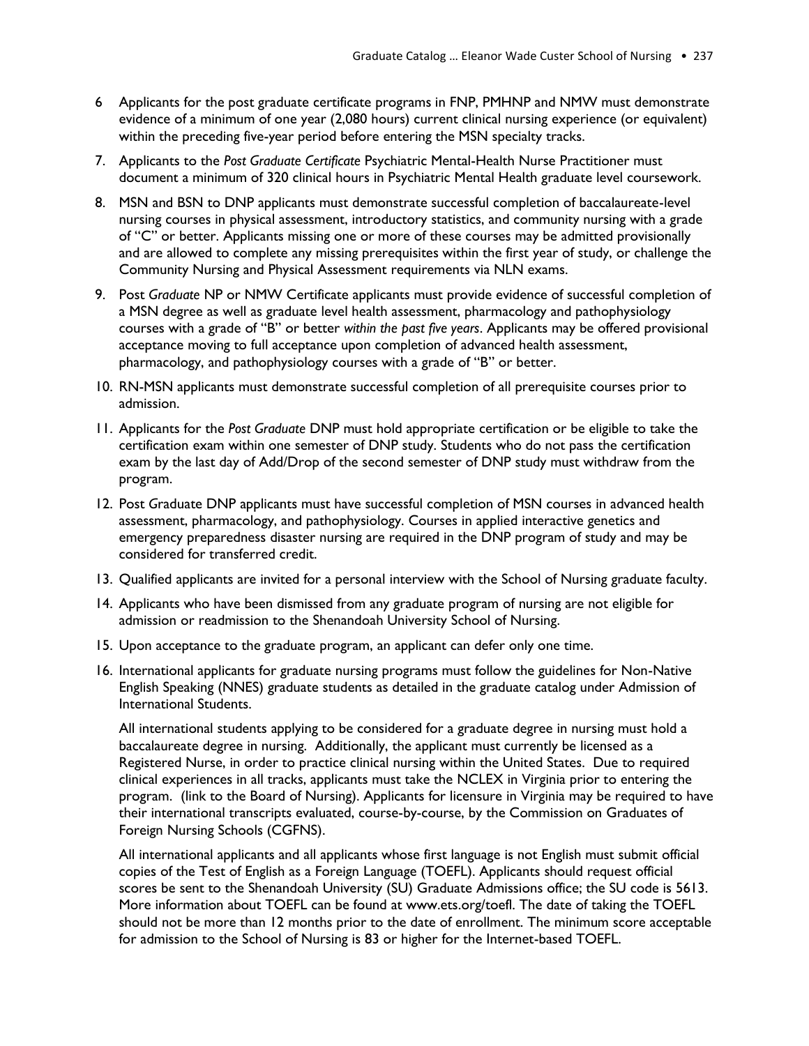6. Applicants for the post graduate certificate programs in FNP, PMHNP and NMW must demonstrate evidence of a minimum of one year (2,080 hours) current clinical nursing experience (or equivalent) within the preceding five-year period before entering the MSN specialty tracks.
7. Applicants to the *Post Graduate Certificate* Psychiatric Mental-Health Nurse Practitioner must document a minimum of 320 clinical hours in Psychiatric Mental Health graduate level coursework.
8. MSN and BSN to DNP applicants must demonstrate successful completion of baccalaureate-level nursing courses in physical assessment, introductory statistics, and community nursing with a grade of "C" or better. Applicants missing one or more of these courses may be admitted provisionally and are allowed to complete any missing prerequisites within the first year of study, or challenge the Community Nursing and Physical Assessment requirements via NLN exams.
9. Post *Graduate* NP or NMW Certificate applicants must provide evidence of successful completion of a MSN degree as well as graduate level health assessment, pharmacology and pathophysiology courses with a grade of "B" or better *within the past five years*. Applicants may be offered provisional acceptance moving to full acceptance upon completion of advanced health assessment, pharmacology, and pathophysiology courses with a grade of "B" or better.
10. RN-MSN applicants must demonstrate successful completion of all prerequisite courses prior to admission.
11. Applicants for the *Post Graduate* DNP must hold appropriate certification or be eligible to take the certification exam within one semester of DNP study. Students who do not pass the certification exam by the last day of Add/Drop of the second semester of DNP study must withdraw from the program.
12. Post Graduate DNP applicants must have successful completion of MSN courses in advanced health assessment, pharmacology, and pathophysiology. Courses in applied interactive genetics and emergency preparedness disaster nursing are required in the DNP program of study and may be considered for transferred credit.
13. Qualified applicants are invited for a personal interview with the School of Nursing graduate faculty.
14. Applicants who have been dismissed from any graduate program of nursing are not eligible for admission or readmission to the Shenandoah University School of Nursing.
15. Upon acceptance to the graduate program, an applicant can defer only one time.
16. International applicants for graduate nursing programs must follow the guidelines for Non-Native English Speaking (NNES) graduate students as detailed in the graduate catalog under Admission of International Students.

    All international students applying to be considered for a graduate degree in nursing must hold a baccalaureate degree in nursing. Additionally, the applicant must currently be licensed as a Registered Nurse, in order to practice clinical nursing within the United States. Due to required clinical experiences in all tracks, applicants must take the NCLEX in Virginia prior to entering the program. (link to the Board of Nursing). Applicants for licensure in Virginia may be required to have their international transcripts evaluated, course-by-course, by the Commission on Graduates of Foreign Nursing Schools (CGFNS).

    All international applicants and all applicants whose first language is not English must submit official copies of the Test of English as a Foreign Language (TOEFL). Applicants should request official scores be sent to the Shenandoah University (SU) Graduate Admissions office; the SU code is 5613. More information about TOEFL can be found at www.ets.org/toefl. The date of taking the TOEFL should not be more than 12 months prior to the date of enrollment. The minimum score acceptable for admission to the School of Nursing is 83 or higher for the Internet-based TOEFL.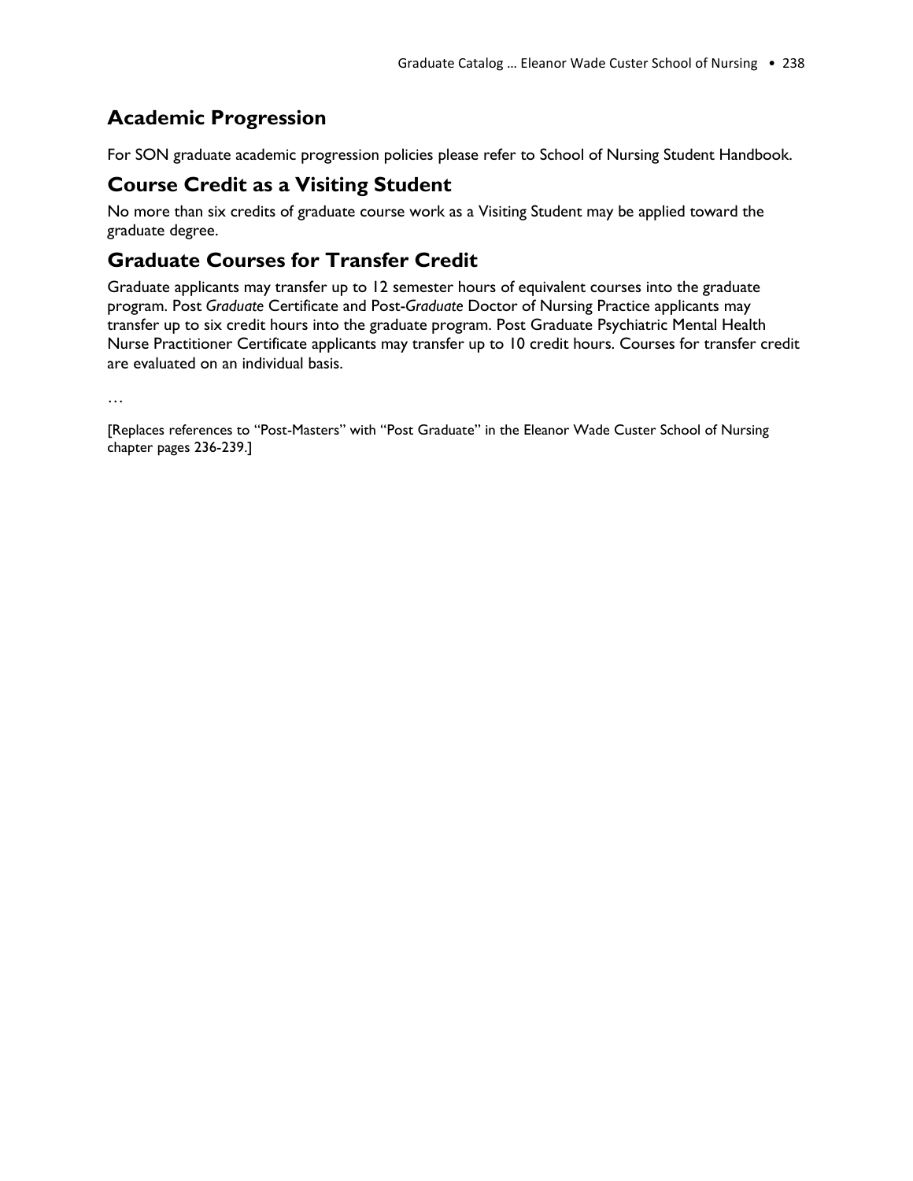## Academic Progression

For SON graduate academic progression policies please refer to School of Nursing Student Handbook.

## Course Credit as a Visiting Student

No more than six credits of graduate course work as a Visiting Student may be applied toward the graduate degree.

## Graduate Courses for Transfer Credit

Graduate applicants may transfer up to 12 semester hours of equivalent courses into the graduate program. Post *Graduate* Certificate and Post-*Graduate* Doctor of Nursing Practice applicants may transfer up to six credit hours into the graduate program. Post Graduate Psychiatric Mental Health Nurse Practitioner Certificate applicants may transfer up to 10 credit hours. Courses for transfer credit are evaluated on an individual basis.

…

[Replaces references to "Post-Masters" with "Post Graduate" in the Eleanor Wade Custer School of Nursing chapter pages 236-239.]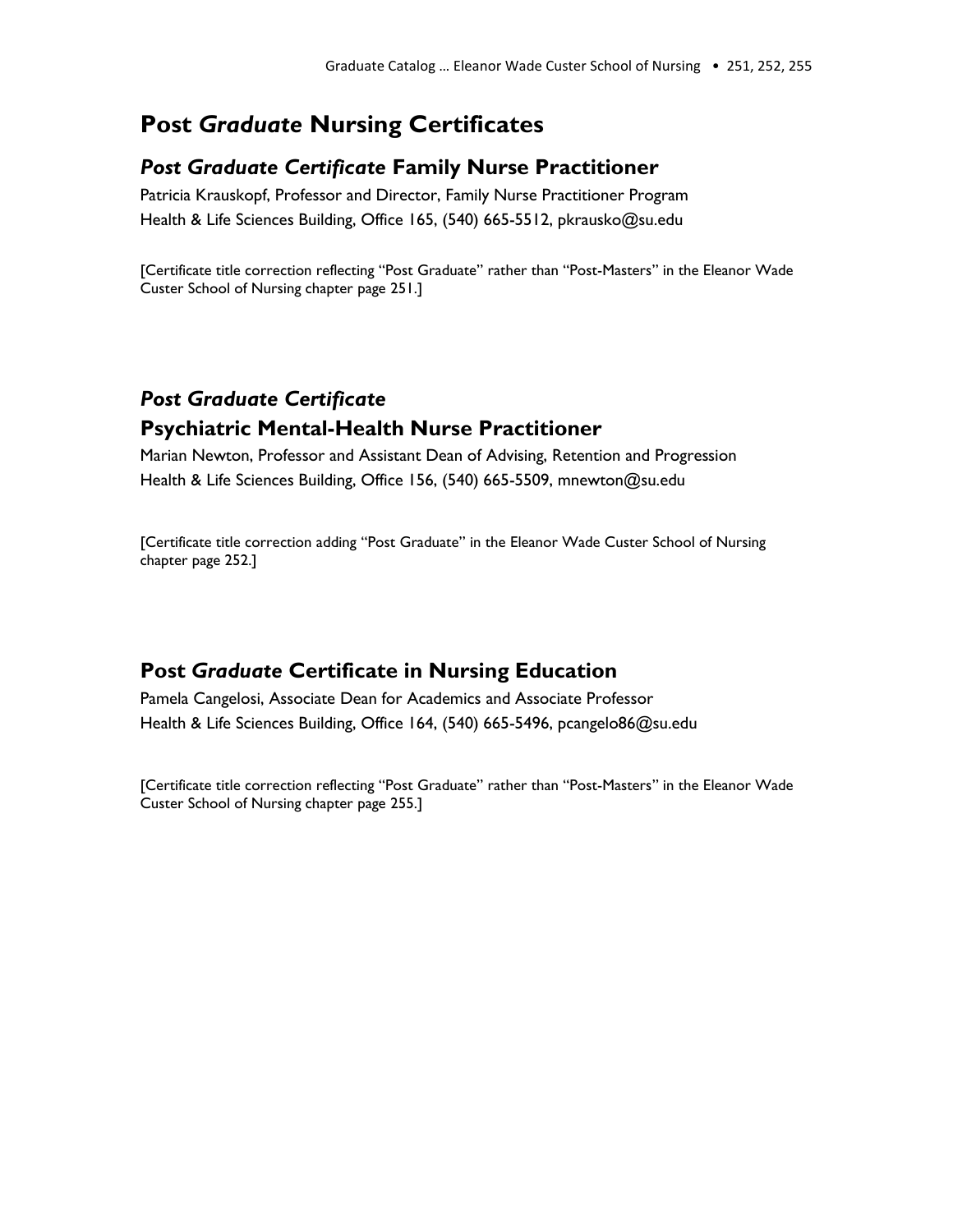# Post *Graduate* Nursing Certificates

## *Post Graduate Certificate* Family Nurse Practitioner

Patricia Krauskopf, Professor and Director, Family Nurse Practitioner Program
Health & Life Sciences Building, Office 165, (540) 665-5512, pkrausko@su.edu

[Certificate title correction reflecting "Post Graduate" rather than "Post-Masters" in the Eleanor Wade Custer School of Nursing chapter page 251.]

## *Post Graduate Certificate*
## Psychiatric Mental-Health Nurse Practitioner

Marian Newton, Professor and Assistant Dean of Advising, Retention and Progression
Health & Life Sciences Building, Office 156, (540) 665-5509, mnewton@su.edu

[Certificate title correction adding "Post Graduate" in the Eleanor Wade Custer School of Nursing chapter page 252.]

## Post *Graduate* Certificate in Nursing Education

Pamela Cangelosi, Associate Dean for Academics and Associate Professor
Health & Life Sciences Building, Office 164, (540) 665-5496, pcangelo86@su.edu

[Certificate title correction reflecting "Post Graduate" rather than "Post-Masters" in the Eleanor Wade Custer School of Nursing chapter page 255.]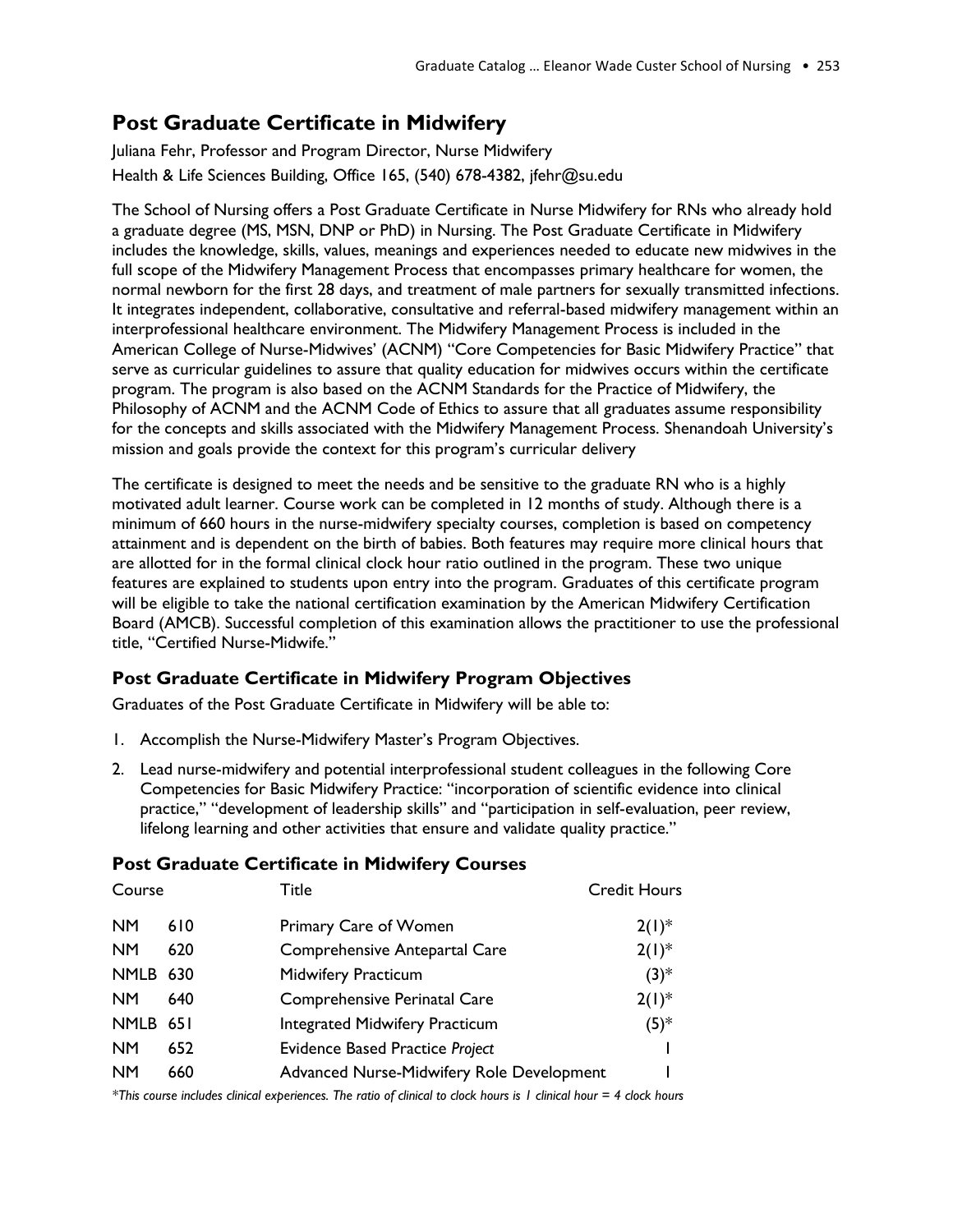## Post Graduate Certificate in Midwifery

Juliana Fehr, Professor and Program Director, Nurse Midwifery
Health & Life Sciences Building, Office 165, (540) 678-4382, jfehr@su.edu

The School of Nursing offers a Post Graduate Certificate in Nurse Midwifery for RNs who already hold a graduate degree (MS, MSN, DNP or PhD) in Nursing. The Post Graduate Certificate in Midwifery includes the knowledge, skills, values, meanings and experiences needed to educate new midwives in the full scope of the Midwifery Management Process that encompasses primary healthcare for women, the normal newborn for the first 28 days, and treatment of male partners for sexually transmitted infections. It integrates independent, collaborative, consultative and referral-based midwifery management within an interprofessional healthcare environment. The Midwifery Management Process is included in the American College of Nurse-Midwives' (ACNM) "Core Competencies for Basic Midwifery Practice" that serve as curricular guidelines to assure that quality education for midwives occurs within the certificate program. The program is also based on the ACNM Standards for the Practice of Midwifery, the Philosophy of ACNM and the ACNM Code of Ethics to assure that all graduates assume responsibility for the concepts and skills associated with the Midwifery Management Process. Shenandoah University's mission and goals provide the context for this program's curricular delivery

The certificate is designed to meet the needs and be sensitive to the graduate RN who is a highly motivated adult learner. Course work can be completed in 12 months of study. Although there is a minimum of 660 hours in the nurse-midwifery specialty courses, completion is based on competency attainment and is dependent on the birth of babies. Both features may require more clinical hours that are allotted for in the formal clinical clock hour ratio outlined in the program. These two unique features are explained to students upon entry into the program. Graduates of this certificate program will be eligible to take the national certification examination by the American Midwifery Certification Board (AMCB). Successful completion of this examination allows the practitioner to use the professional title, "Certified Nurse-Midwife."

### Post Graduate Certificate in Midwifery Program Objectives

Graduates of the Post Graduate Certificate in Midwifery will be able to:

1. Accomplish the Nurse-Midwifery Master's Program Objectives.
2. Lead nurse-midwifery and potential interprofessional student colleagues in the following Core Competencies for Basic Midwifery Practice: "incorporation of scientific evidence into clinical practice," "development of leadership skills" and "participation in self-evaluation, peer review, lifelong learning and other activities that ensure and validate quality practice."

### Post Graduate Certificate in Midwifery Courses

| Course | | Title | Credit Hours |
|---|---|---|---|
| NM | 610 | Primary Care of Women | 2(1)* |
| NM | 620 | Comprehensive Antepartal Care | 2(1)* |
| NMLB | 630 | Midwifery Practicum | (3)* |
| NM | 640 | Comprehensive Perinatal Care | 2(1)* |
| NMLB | 651 | Integrated Midwifery Practicum | (5)* |
| NM | 652 | Evidence Based Practice *Project* | 1 |
| NM | 660 | Advanced Nurse-Midwifery Role Development | 1 |

*\*This course includes clinical experiences. The ratio of clinical to clock hours is 1 clinical hour = 4 clock hours*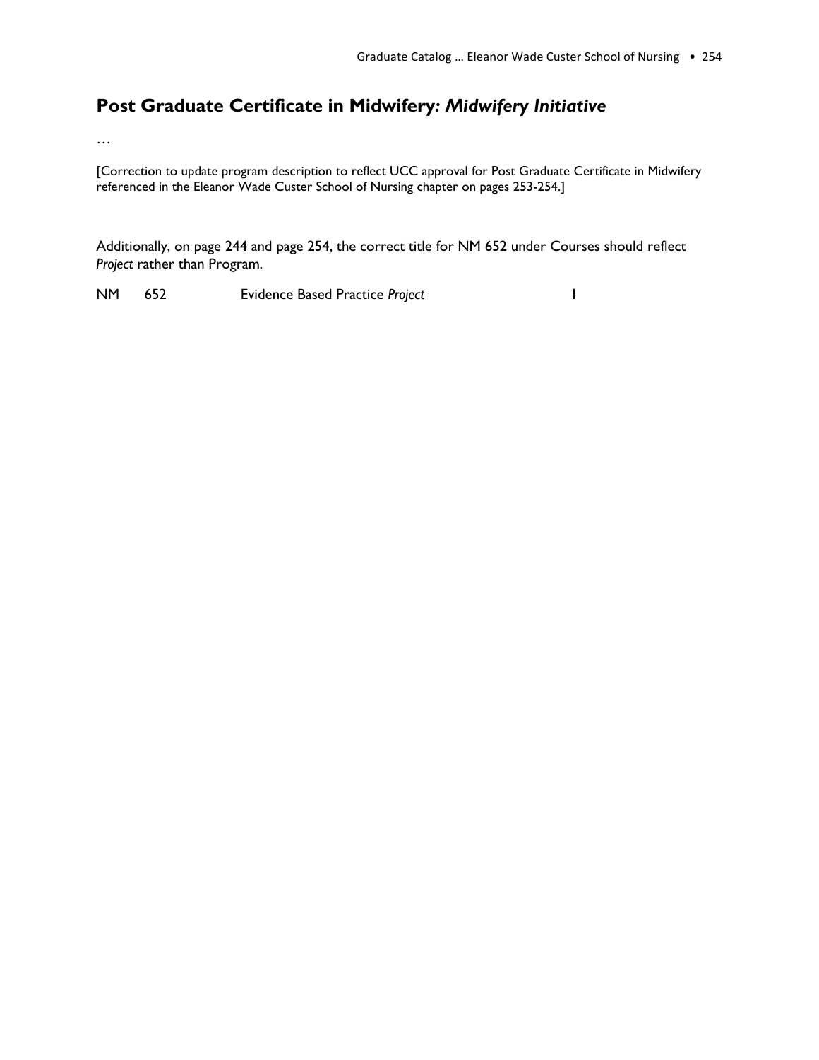## Post Graduate Certificate in Midwifery: *Midwifery Initiative*

…

[Correction to update program description to reflect UCC approval for Post Graduate Certificate in Midwifery referenced in the Eleanor Wade Custer School of Nursing chapter on pages 253-254.]

Additionally, on page 244 and page 254, the correct title for NM 652 under Courses should reflect *Project* rather than Program.

| | | | |
|---|---|---|---|
| NM | 652 | Evidence Based Practice *Project* | 1 |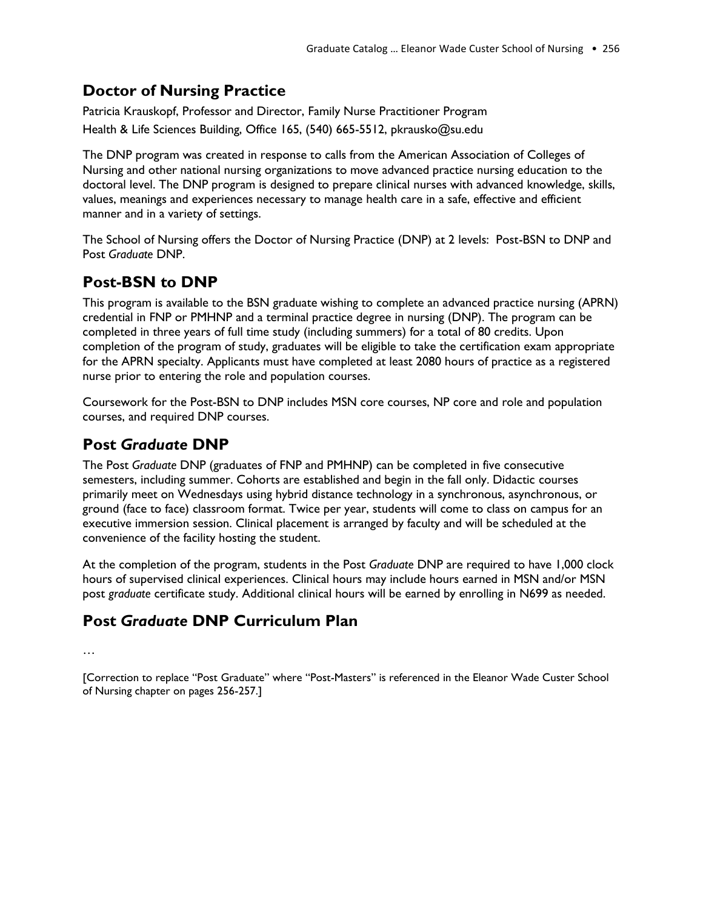## Doctor of Nursing Practice

Patricia Krauskopf, Professor and Director, Family Nurse Practitioner Program
Health & Life Sciences Building, Office 165, (540) 665-5512, pkrausko@su.edu

The DNP program was created in response to calls from the American Association of Colleges of Nursing and other national nursing organizations to move advanced practice nursing education to the doctoral level. The DNP program is designed to prepare clinical nurses with advanced knowledge, skills, values, meanings and experiences necessary to manage health care in a safe, effective and efficient manner and in a variety of settings.

The School of Nursing offers the Doctor of Nursing Practice (DNP) at 2 levels: Post-BSN to DNP and Post *Graduate* DNP.

## Post-BSN to DNP

This program is available to the BSN graduate wishing to complete an advanced practice nursing (APRN) credential in FNP or PMHNP and a terminal practice degree in nursing (DNP). The program can be completed in three years of full time study (including summers) for a total of 80 credits. Upon completion of the program of study, graduates will be eligible to take the certification exam appropriate for the APRN specialty. Applicants must have completed at least 2080 hours of practice as a registered nurse prior to entering the role and population courses.

Coursework for the Post-BSN to DNP includes MSN core courses, NP core and role and population courses, and required DNP courses.

## Post *Graduate* DNP

The Post *Graduate* DNP (graduates of FNP and PMHNP) can be completed in five consecutive semesters, including summer. Cohorts are established and begin in the fall only. Didactic courses primarily meet on Wednesdays using hybrid distance technology in a synchronous, asynchronous, or ground (face to face) classroom format. Twice per year, students will come to class on campus for an executive immersion session. Clinical placement is arranged by faculty and will be scheduled at the convenience of the facility hosting the student.

At the completion of the program, students in the Post *Graduate* DNP are required to have 1,000 clock hours of supervised clinical experiences. Clinical hours may include hours earned in MSN and/or MSN post *graduate* certificate study. Additional clinical hours will be earned by enrolling in N699 as needed.

## Post *Graduate* DNP Curriculum Plan

…

[Correction to replace "Post Graduate" where "Post-Masters" is referenced in the Eleanor Wade Custer School of Nursing chapter on pages 256-257.]